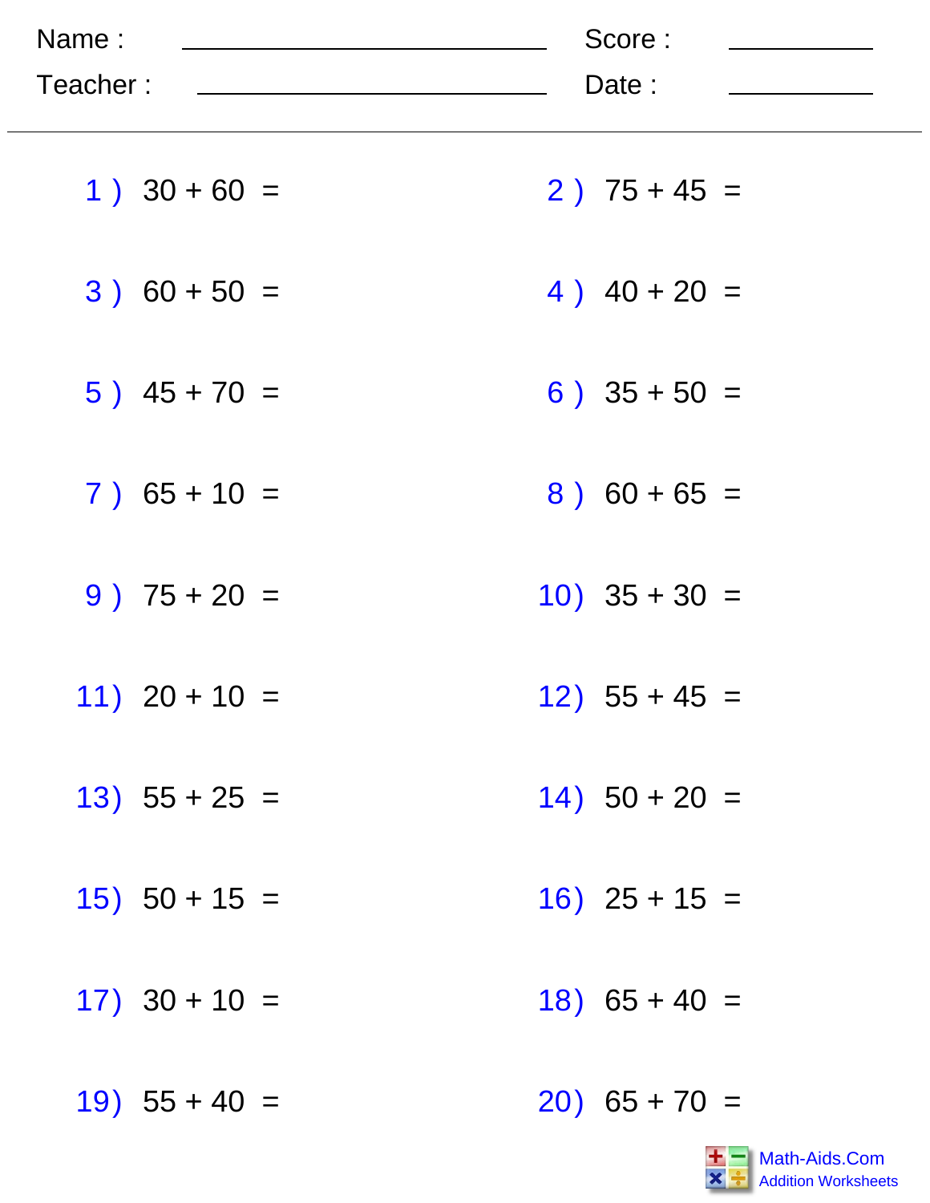Name : ____________________ Score : __________

Teacher : ____________________ Date : __________

---

1 ) 30 + 60 =

2 ) 75 + 45 =

3 ) 60 + 50 =

4 ) 40 + 20 =

5 ) 45 + 70 =

6 ) 35 + 50 =

7 ) 65 + 10 =

8 ) 60 + 65 =

9 ) 75 + 20 =

10) 35 + 30 =

11) 20 + 10 =

12) 55 + 45 =

13) 55 + 25 =

14) 50 + 20 =

15) 50 + 15 =

16) 25 + 15 =

17) 30 + 10 =

18) 65 + 40 =

19) 55 + 40 =

20) 65 + 70 =

Math-Aids.Com
Addition Worksheets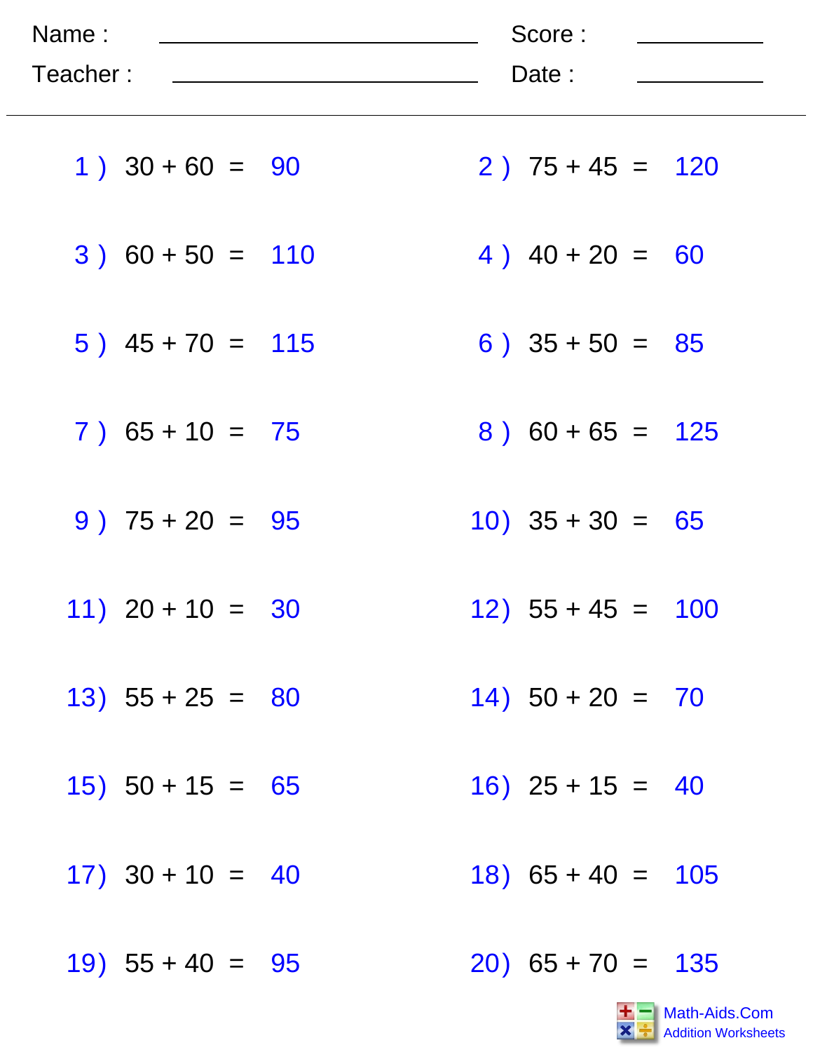Name : ______________________ Score : __________

Teacher : ______________________ Date : __________

---

1 ) $30 + 60 = 90$

2 ) $75 + 45 = 120$

3 ) $60 + 50 = 110$

4 ) $40 + 20 = 60$

5 ) $45 + 70 = 115$

6 ) $35 + 50 = 85$

7 ) $65 + 10 = 75$

8 ) $60 + 65 = 125$

9 ) $75 + 20 = 95$

10) $35 + 30 = 65$

11) $20 + 10 = 30$

12) $55 + 45 = 100$

13) $55 + 25 = 80$

14) $50 + 20 = 70$

15) $50 + 15 = 65$

16) $25 + 15 = 40$

17) $30 + 10 = 40$

18) $65 + 40 = 105$

19) $55 + 40 = 95$

20) $65 + 70 = 135$

Math-Aids.Com
Addition Worksheets